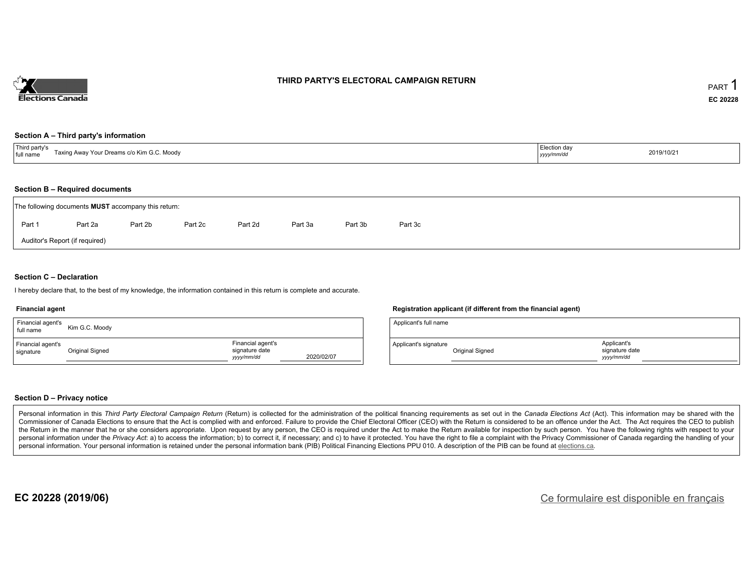# THIRD PARTY'S ELECTORAL CAMPAIGN RETURN

PART 1

EC 20228

## Section A – Third party's information

| Third party's full name | Taxing Away Your Dreams c/o Kim G.C. Moody | Election day *yyyy/mm/dd* | 2019/10/21 |
|---|---|---|---|

## Section B – Required documents

The following documents **MUST** accompany this return:

Part 1 &nbsp; Part 2a &nbsp; Part 2b &nbsp; Part 2c &nbsp; Part 2d &nbsp; Part 3a &nbsp; Part 3b &nbsp; Part 3c

Auditor's Report (if required)

## Section C – Declaration

I hereby declare that, to the best of my knowledge, the information contained in this return is complete and accurate.

### Financial agent

| Financial agent's full name | Kim G.C. Moody | | |
|---|---|---|---|
| Financial agent's signature | Original Signed | Financial agent's signature date *yyyy/mm/dd* | 2020/02/07 |

### Registration applicant (if different from the financial agent)

| Applicant's full name | | | |
|---|---|---|---|
| Applicant's signature | Original Signed | Applicant's signature date *yyyy/mm/dd* | |

## Section D – Privacy notice

Personal information in this *Third Party Electoral Campaign Return* (Return) is collected for the administration of the political financing requirements as set out in the *Canada Elections Act* (Act). This information may be shared with the Commissioner of Canada Elections to ensure that the Act is complied with and enforced. Failure to provide the Chief Electoral Officer (CEO) with the Return is considered to be an offence under the Act. The Act requires the CEO to publish the Return in the manner that he or she considers appropriate. Upon request by any person, the CEO is required under the Act to make the Return available for inspection by such person. You have the following rights with respect to your personal information under the *Privacy Act*: a) to access the information; b) to correct it, if necessary; and c) to have it protected. You have the right to file a complaint with the Privacy Commissioner of Canada regarding the handling of your personal information. Your personal information is retained under the personal information bank (PIB) Political Financing Elections PPU 010. A description of the PIB can be found at elections.ca.

**EC 20228 (2019/06)**

Ce formulaire est disponible en français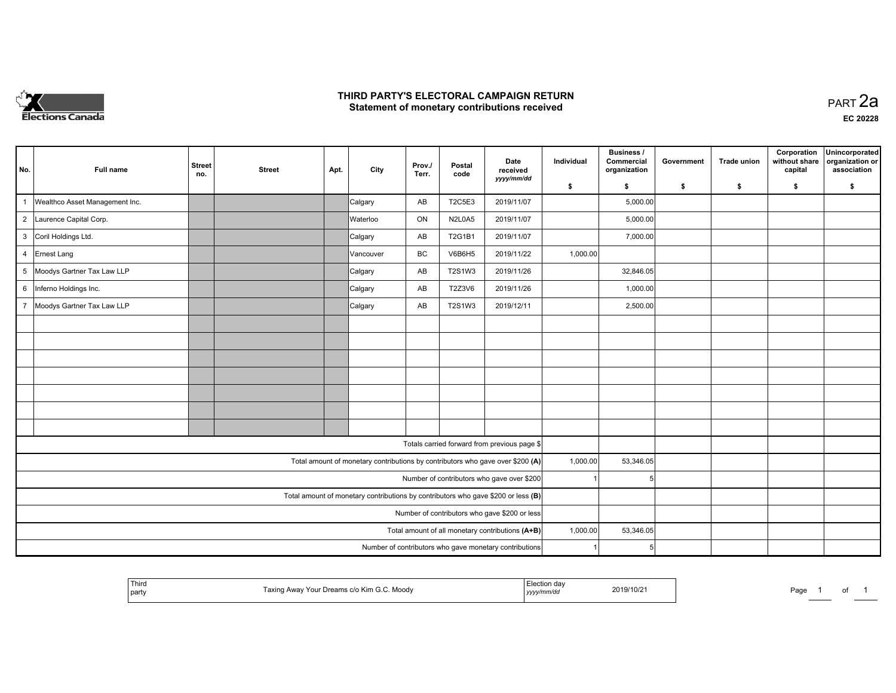# THIRD PARTY'S ELECTORAL CAMPAIGN RETURN

## Statement of monetary contributions received

PART 2a

EC 20228

| No. | Full name | Street no. | Street | Apt. | City | Prov./Terr. | Postal code | Date received yyyy/mm/dd | Individual $ | Business / Commercial organization $ | Government $ | Trade union $ | Corporation without share capital $ | Unincorporated organization or association $ |
|---|---|---|---|---|---|---|---|---|---|---|---|---|---|---|
| 1 | Wealthco Asset Management Inc. | | | | Calgary | AB | T2C5E3 | 2019/11/07 | | 5,000.00 | | | | |
| 2 | Laurence Capital Corp. | | | | Waterloo | ON | N2L0A5 | 2019/11/07 | | 5,000.00 | | | | |
| 3 | Coril Holdings Ltd. | | | | Calgary | AB | T2G1B1 | 2019/11/07 | | 7,000.00 | | | | |
| 4 | Ernest Lang | | | | Vancouver | BC | V6B6H5 | 2019/11/22 | 1,000.00 | | | | | |
| 5 | Moodys Gartner Tax Law LLP | | | | Calgary | AB | T2S1W3 | 2019/11/26 | | 32,846.05 | | | | |
| 6 | Inferno Holdings Inc. | | | | Calgary | AB | T2Z3V6 | 2019/11/26 | | 1,000.00 | | | | |
| 7 | Moodys Gartner Tax Law LLP | | | | Calgary | AB | T2S1W3 | 2019/12/11 | | 2,500.00 | | | | |
| | | | | | | | | | | | | | | |
| | | | | | | | | | | | | | | |
| | | | | | | | | | | | | | | |
| | | | | | | | | | | | | | | |
| | | | | | | | | | | | | | | |
| | | | | | | | | | | | | | | |
| | | | | | | | | | | | | | | |
| Totals carried forward from previous page $ | | | | | | | | | | | | | | |
| Total amount of monetary contributions by contributors who gave over $200 (A) | | | | | | | | | 1,000.00 | 53,346.05 | | | | |
| Number of contributors who gave over $200 | | | | | | | | | 1 | 5 | | | | |
| Total amount of monetary contributions by contributors who gave $200 or less (B) | | | | | | | | | | | | | | |
| Number of contributors who gave $200 or less | | | | | | | | | | | | | | |
| Total amount of all monetary contributions (A+B) | | | | | | | | | 1,000.00 | 53,346.05 | | | | |
| Number of contributors who gave monetary contributions | | | | | | | | | 1 | 5 | | | | |

| Third party | Taxing Away Your Dreams c/o Kim G.C. Moody | Election day yyyy/mm/dd | 2019/10/21 |
|---|---|---|---|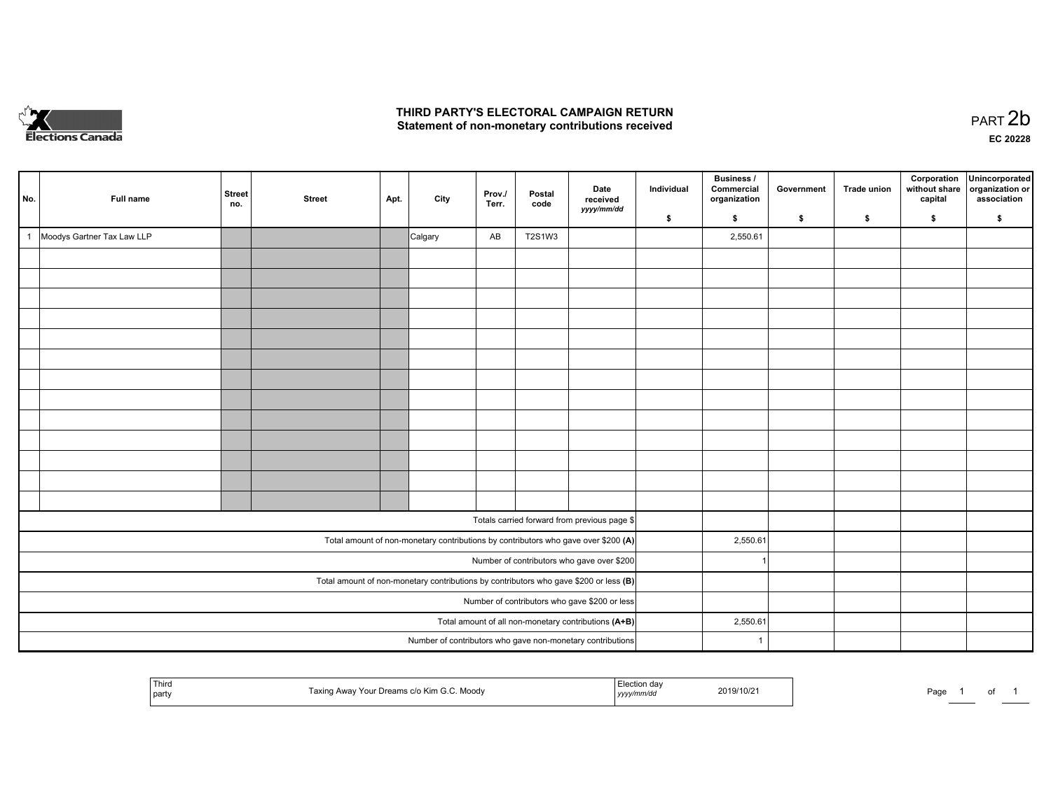# THIRD PARTY'S ELECTORAL CAMPAIGN RETURN
## Statement of non-monetary contributions received

PART 2b

EC 20228

| No. | Full name | Street no. | Street | Apt. | City | Prov./ Terr. | Postal code | Date received yyyy/mm/dd | Individual $ | Business / Commercial organization $ | Government $ | Trade union $ | Corporation without share capital $ | Unincorporated organization or association $ |
|---|---|---|---|---|---|---|---|---|---|---|---|---|---|---|
| 1 | Moodys Gartner Tax Law LLP | | | | Calgary | AB | T2S1W3 | | | 2,550.61 | | | | |
| | | | | | | | | | | | | | | |
| | | | | | | | | | | | | | | |
| | | | | | | | | | | | | | | |
| | | | | | | | | | | | | | | |
| | | | | | | | | | | | | | | |
| | | | | | | | | | | | | | | |
| | | | | | | | | | | | | | | |
| | | | | | | | | | | | | | | |
| | | | | | | | | | | | | | | |
| | | | | | | | | | | | | | | |
| | | | | | | | | | | | | | | |
| | | | | | | | | | | | | | | |
| | | | | | | | | | | | | | | |
| Totals carried forward from previous page $ | | | | | | | | | | | | | | |
| Total amount of non-monetary contributions by contributors who gave over $200 **(A)** | | | | | | | | | | 2,550.61 | | | | |
| Number of contributors who gave over $200 | | | | | | | | | | 1 | | | | |
| Total amount of non-monetary contributions by contributors who gave $200 or less **(B)** | | | | | | | | | | | | | | |
| Number of contributors who gave $200 or less | | | | | | | | | | | | | | |
| Total amount of all non-monetary contributions **(A+B)** | | | | | | | | | | 2,550.61 | | | | |
| Number of contributors who gave non-monetary contributions | | | | | | | | | | 1 | | | | |

| Third party | Taxing Away Your Dreams c/o Kim G.C. Moody | Election day yyyy/mm/dd | 2019/10/21 |
|---|---|---|---|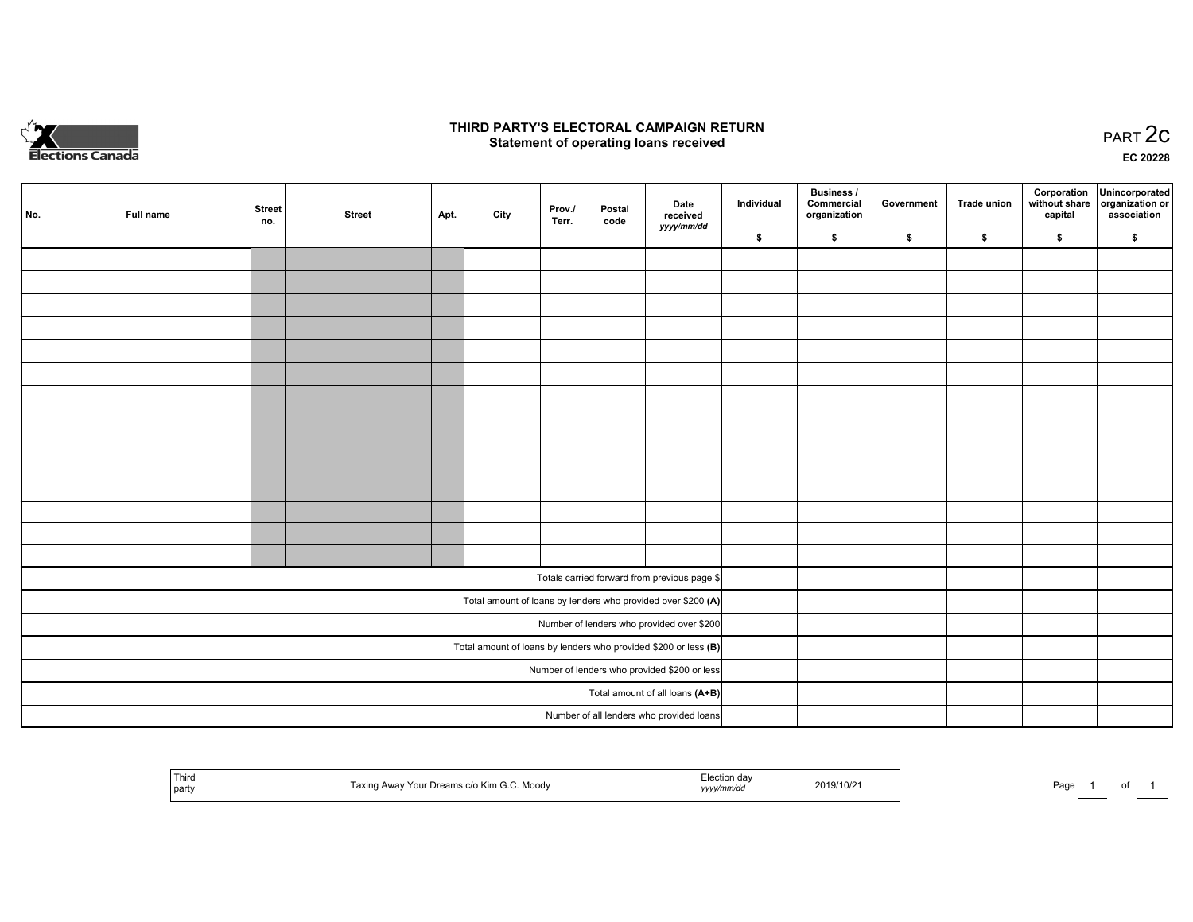# THIRD PARTY'S ELECTORAL CAMPAIGN RETURN
## Statement of operating loans received

PART 2c

EC 20228

| No. | Full name | Street no. | Street | Apt. | City | Prov./ Terr. | Postal code | Date received *yyyy/mm/dd* | Individual $ | Business / Commercial organization $ | Government $ | Trade union $ | Corporation without share capital $ | Unincorporated organization or association $ |
|---|---|---|---|---|---|---|---|---|---|---|---|---|---|---|
| | | | | | | | | | | | | | | |
| | | | | | | | | | | | | | | |
| | | | | | | | | | | | | | | |
| | | | | | | | | | | | | | | |
| | | | | | | | | | | | | | | |
| | | | | | | | | | | | | | | |
| | | | | | | | | | | | | | | |
| | | | | | | | | | | | | | | |
| | | | | | | | | | | | | | | |
| | | | | | | | | | | | | | | |
| | | | | | | | | | | | | | | |
| | | | | | | | | | | | | | | |
| | | | | | | | | | | | | | | |
| | | | | | | | | | | | | | | |
| Totals carried forward from previous page $ | | | | | | | | | | | | | | |
| Total amount of loans by lenders who provided over $200 **(A)** | | | | | | | | | | | | | | |
| Number of lenders who provided over $200 | | | | | | | | | | | | | | |
| Total amount of loans by lenders who provided $200 or less **(B)** | | | | | | | | | | | | | | |
| Number of lenders who provided $200 or less | | | | | | | | | | | | | | |
| Total amount of all loans **(A+B)** | | | | | | | | | | | | | | |
| Number of all lenders who provided loans | | | | | | | | | | | | | | |

| Third party | Taxing Away Your Dreams c/o Kim G.C. Moody | Election day *yyyy/mm/dd* | 2019/10/21 |
|---|---|---|---|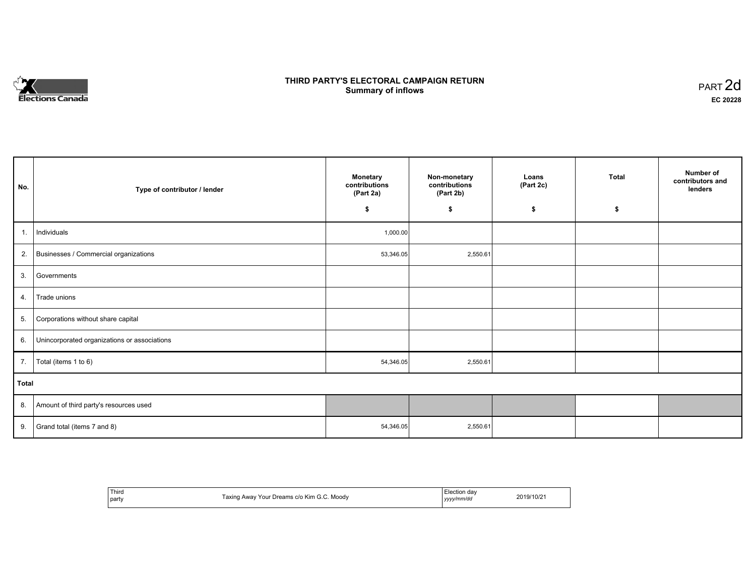Elections Canada

# THIRD PARTY'S ELECTORAL CAMPAIGN RETURN
## Summary of inflows

PART 2d

**EC 20228**

| No. | Type of contributor / lender | Monetary contributions (Part 2a) $ | Non-monetary contributions (Part 2b) $ | Loans (Part 2c) $ | Total $ | Number of contributors and lenders |
|---|---|---|---|---|---|---|
| 1. | Individuals | 1,000.00 | | | | |
| 2. | Businesses / Commercial organizations | 53,346.05 | 2,550.61 | | | |
| 3. | Governments | | | | | |
| 4. | Trade unions | | | | | |
| 5. | Corporations without share capital | | | | | |
| 6. | Unincorporated organizations or associations | | | | | |
| 7. | Total (items 1 to 6) | 54,346.05 | 2,550.61 | | | |
| **Total** | | | | | | |
| 8. | Amount of third party's resources used | | | | | |
| 9. | Grand total (items 7 and 8) | 54,346.05 | 2,550.61 | | | |

| Third party | Taxing Away Your Dreams c/o Kim G.C. Moody | Election day *yyyy/mm/dd* | 2019/10/21 |
|---|---|---|---|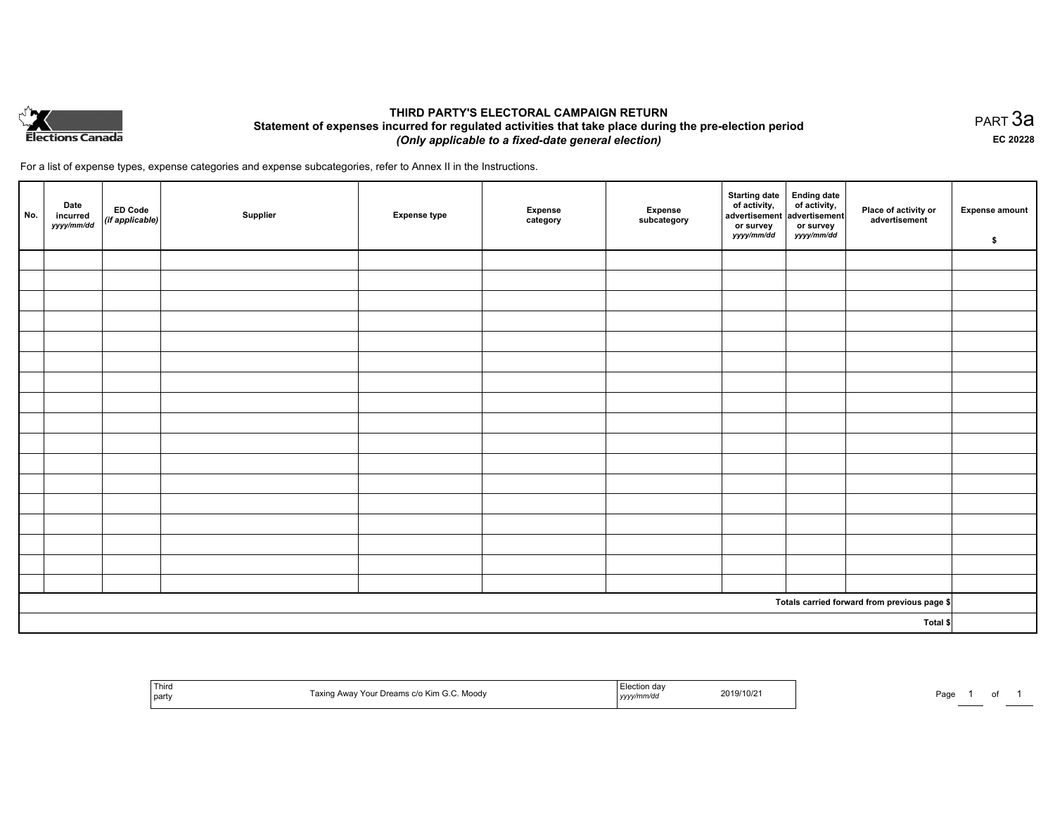Elections Canada

# THIRD PARTY'S ELECTORAL CAMPAIGN RETURN

## Statement of expenses incurred for regulated activities that take place during the pre-election period

***(Only applicable to a fixed-date general election)***

PART 3a

**EC 20228**

For a list of expense types, expense categories and expense subcategories, refer to Annex II in the Instructions.

| No. | Date incurred *yyyy/mm/dd* | ED Code *(if applicable)* | Supplier | Expense type | Expense category | Expense subcategory | Starting date of activity, advertisement or survey *yyyy/mm/dd* | Ending date of activity, advertisement or survey *yyyy/mm/dd* | Place of activity or advertisement | Expense amount $ |
|---|---|---|---|---|---|---|---|---|---|---|
| | | | | | | | | | | |
| | | | | | | | | | | |
| | | | | | | | | | | |
| | | | | | | | | | | |
| | | | | | | | | | | |
| | | | | | | | | | | |
| | | | | | | | | | | |
| | | | | | | | | | | |
| | | | | | | | | | | |
| | | | | | | | | | | |
| | | | | | | | | | | |
| | | | | | | | | | | |
| | | | | | | | | | | |
| | | | | | | | | | | |
| | | | | | | | | | | |
| | | | | | | | | | | |
| | | | | | | | | | | |
| **Totals carried forward from previous page $** | | | | | | | | | | |
| **Total $** | | | | | | | | | | |

| Third party | Taxing Away Your Dreams c/o Kim G.C. Moody | Election day *yyyy/mm/dd* | 2019/10/21 |
|---|---|---|---|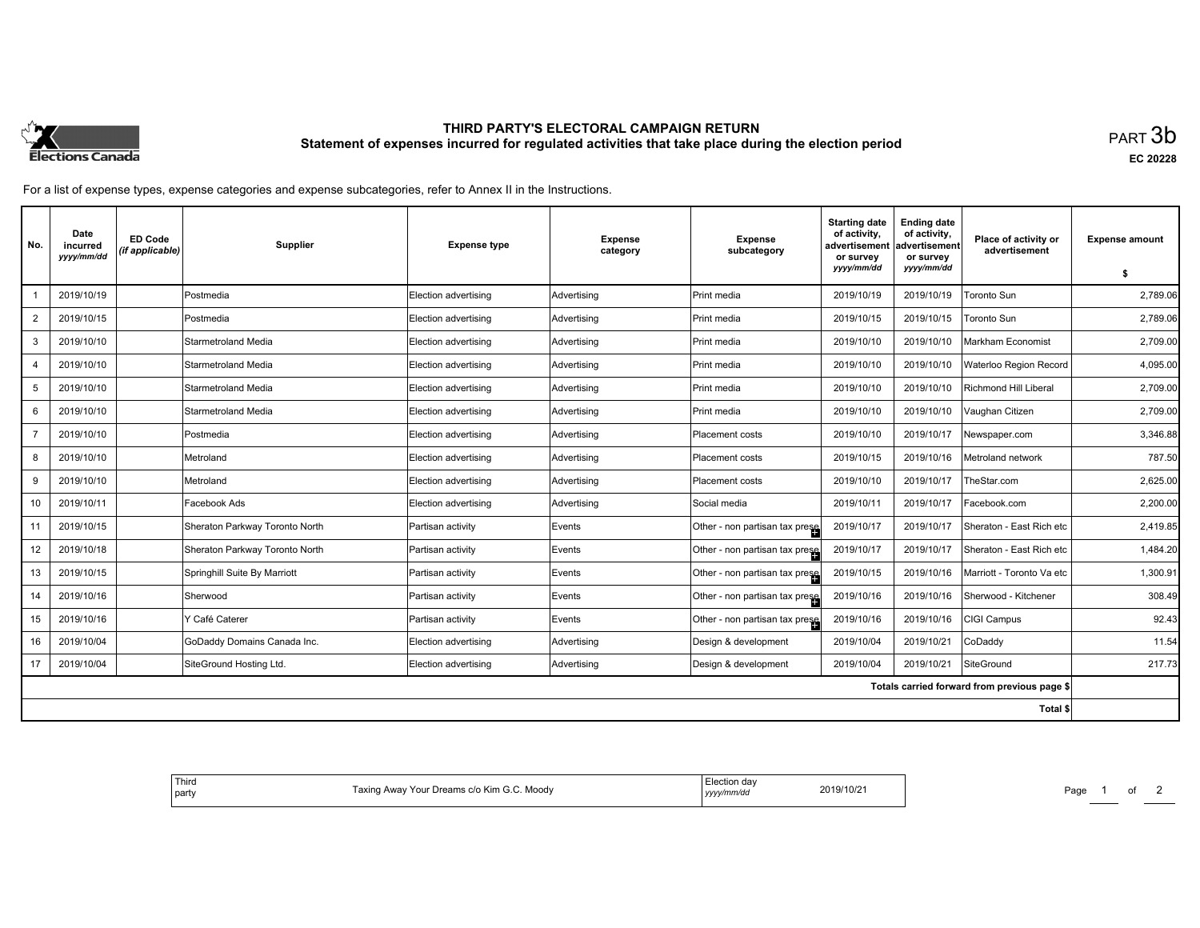Elections Canada

# THIRD PARTY'S ELECTORAL CAMPAIGN RETURN

## Statement of expenses incurred for regulated activities that take place during the election period

PART 3b

**EC 20228**

For a list of expense types, expense categories and expense subcategories, refer to Annex II in the Instructions.

| No. | Date incurred *yyyy/mm/dd* | ED Code *(if applicable)* | Supplier | Expense type | Expense category | Expense subcategory | Starting date of activity, advertisement or survey *yyyy/mm/dd* | Ending date of activity, advertisement or survey *yyyy/mm/dd* | Place of activity or advertisement | Expense amount $ |
|---|---|---|---|---|---|---|---|---|---|---|
| 1 | 2019/10/19 | | Postmedia | Election advertising | Advertising | Print media | 2019/10/19 | 2019/10/19 | Toronto Sun | 2,789.06 |
| 2 | 2019/10/15 | | Postmedia | Election advertising | Advertising | Print media | 2019/10/15 | 2019/10/15 | Toronto Sun | 2,789.06 |
| 3 | 2019/10/10 | | Starmetroland Media | Election advertising | Advertising | Print media | 2019/10/10 | 2019/10/10 | Markham Economist | 2,709.00 |
| 4 | 2019/10/10 | | Starmetroland Media | Election advertising | Advertising | Print media | 2019/10/10 | 2019/10/10 | Waterloo Region Record | 4,095.00 |
| 5 | 2019/10/10 | | Starmetroland Media | Election advertising | Advertising | Print media | 2019/10/10 | 2019/10/10 | Richmond Hill Liberal | 2,709.00 |
| 6 | 2019/10/10 | | Starmetroland Media | Election advertising | Advertising | Print media | 2019/10/10 | 2019/10/10 | Vaughan Citizen | 2,709.00 |
| 7 | 2019/10/10 | | Postmedia | Election advertising | Advertising | Placement costs | 2019/10/10 | 2019/10/17 | Newspaper.com | 3,346.88 |
| 8 | 2019/10/10 | | Metroland | Election advertising | Advertising | Placement costs | 2019/10/15 | 2019/10/16 | Metroland network | 787.50 |
| 9 | 2019/10/10 | | Metroland | Election advertising | Advertising | Placement costs | 2019/10/10 | 2019/10/17 | TheStar.com | 2,625.00 |
| 10 | 2019/10/11 | | Facebook Ads | Election advertising | Advertising | Social media | 2019/10/11 | 2019/10/17 | Facebook.com | 2,200.00 |
| 11 | 2019/10/15 | | Sheraton Parkway Toronto North | Partisan activity | Events | Other - non partisan tax prese | 2019/10/17 | 2019/10/17 | Sheraton - East Rich etc | 2,419.85 |
| 12 | 2019/10/18 | | Sheraton Parkway Toronto North | Partisan activity | Events | Other - non partisan tax prese | 2019/10/17 | 2019/10/17 | Sheraton - East Rich etc | 1,484.20 |
| 13 | 2019/10/15 | | Springhill Suite By Marriott | Partisan activity | Events | Other - non partisan tax prese | 2019/10/15 | 2019/10/16 | Marriott - Toronto Va etc | 1,300.91 |
| 14 | 2019/10/16 | | Sherwood | Partisan activity | Events | Other - non partisan tax prese | 2019/10/16 | 2019/10/16 | Sherwood - Kitchener | 308.49 |
| 15 | 2019/10/16 | | Y Café Caterer | Partisan activity | Events | Other - non partisan tax prese | 2019/10/16 | 2019/10/16 | CIGI Campus | 92.43 |
| 16 | 2019/10/04 | | GoDaddy Domains Canada Inc. | Election advertising | Advertising | Design & development | 2019/10/04 | 2019/10/21 | CoDaddy | 11.54 |
| 17 | 2019/10/04 | | SiteGround Hosting Ltd. | Election advertising | Advertising | Design & development | 2019/10/04 | 2019/10/21 | SiteGround | 217.73 |
| | | | | | | | | | Totals carried forward from previous page $ | |
| | | | | | | | | | Total $ | |

| Third party | Taxing Away Your Dreams c/o Kim G.C. Moody | Election day *yyyy/mm/dd* | 2019/10/21 |
|---|---|---|---|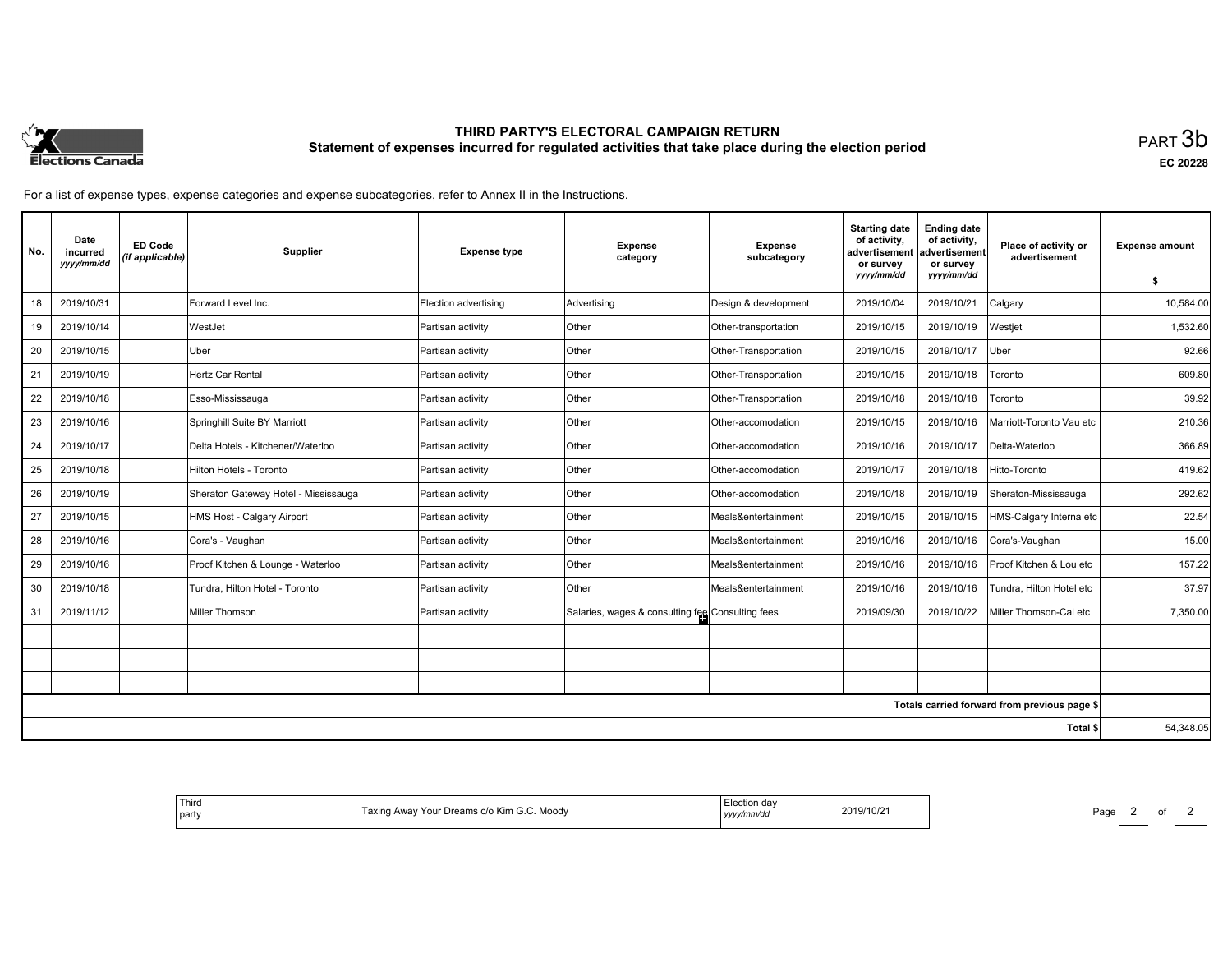# THIRD PARTY'S ELECTORAL CAMPAIGN RETURN

## Statement of expenses incurred for regulated activities that take place during the election period

PART 3b

EC 20228

For a list of expense types, expense categories and expense subcategories, refer to Annex II in the Instructions.

| No. | Date incurred *yyyy/mm/dd* | ED Code *(if applicable)* | Supplier | Expense type | Expense category | Expense subcategory | Starting date of activity, advertisement or survey *yyyy/mm/dd* | Ending date of activity, advertisement or survey *yyyy/mm/dd* | Place of activity or advertisement | Expense amount $ |
|---|---|---|---|---|---|---|---|---|---|---|
| 18 | 2019/10/31 | | Forward Level Inc. | Election advertising | Advertising | Design & development | 2019/10/04 | 2019/10/21 | Calgary | 10,584.00 |
| 19 | 2019/10/14 | | WestJet | Partisan activity | Other | Other-transportation | 2019/10/15 | 2019/10/19 | Westjet | 1,532.60 |
| 20 | 2019/10/15 | | Uber | Partisan activity | Other | Other-Transportation | 2019/10/15 | 2019/10/17 | Uber | 92.66 |
| 21 | 2019/10/19 | | Hertz Car Rental | Partisan activity | Other | Other-Transportation | 2019/10/15 | 2019/10/18 | Toronto | 609.80 |
| 22 | 2019/10/18 | | Esso-Mississauga | Partisan activity | Other | Other-Transportation | 2019/10/18 | 2019/10/18 | Toronto | 39.92 |
| 23 | 2019/10/16 | | Springhill Suite BY Marriott | Partisan activity | Other | Other-accomodation | 2019/10/15 | 2019/10/16 | Marriott-Toronto Vau etc | 210.36 |
| 24 | 2019/10/17 | | Delta Hotels - Kitchener/Waterloo | Partisan activity | Other | Other-accomodation | 2019/10/16 | 2019/10/17 | Delta-Waterloo | 366.89 |
| 25 | 2019/10/18 | | Hilton Hotels - Toronto | Partisan activity | Other | Other-accomodation | 2019/10/17 | 2019/10/18 | Hitto-Toronto | 419.62 |
| 26 | 2019/10/19 | | Sheraton Gateway Hotel - Mississauga | Partisan activity | Other | Other-accomodation | 2019/10/18 | 2019/10/19 | Sheraton-Mississauga | 292.62 |
| 27 | 2019/10/15 | | HMS Host - Calgary Airport | Partisan activity | Other | Meals&entertainment | 2019/10/15 | 2019/10/15 | HMS-Calgary Interna etc | 22.54 |
| 28 | 2019/10/16 | | Cora's - Vaughan | Partisan activity | Other | Meals&entertainment | 2019/10/16 | 2019/10/16 | Cora's-Vaughan | 15.00 |
| 29 | 2019/10/16 | | Proof Kitchen & Lounge - Waterloo | Partisan activity | Other | Meals&entertainment | 2019/10/16 | 2019/10/16 | Proof Kitchen & Lou etc | 157.22 |
| 30 | 2019/10/18 | | Tundra, Hilton Hotel - Toronto | Partisan activity | Other | Meals&entertainment | 2019/10/16 | 2019/10/16 | Tundra, Hilton Hotel etc | 37.97 |
| 31 | 2019/11/12 | | Miller Thomson | Partisan activity | Salaries, wages & consulting fee | Consulting fees | 2019/09/30 | 2019/10/22 | Miller Thomson-Cal etc | 7,350.00 |
| | | | | | | | | | | |
| | | | | | | | | | | |
| | | | | | | | | | | |
| | | | | | | | | | Totals carried forward from previous page $ | |
| | | | | | | | | | Total $ | 54,348.05 |

| Third party | Taxing Away Your Dreams c/o Kim G.C. Moody | Election day *yyyy/mm/dd* | 2019/10/21 |
|---|---|---|---|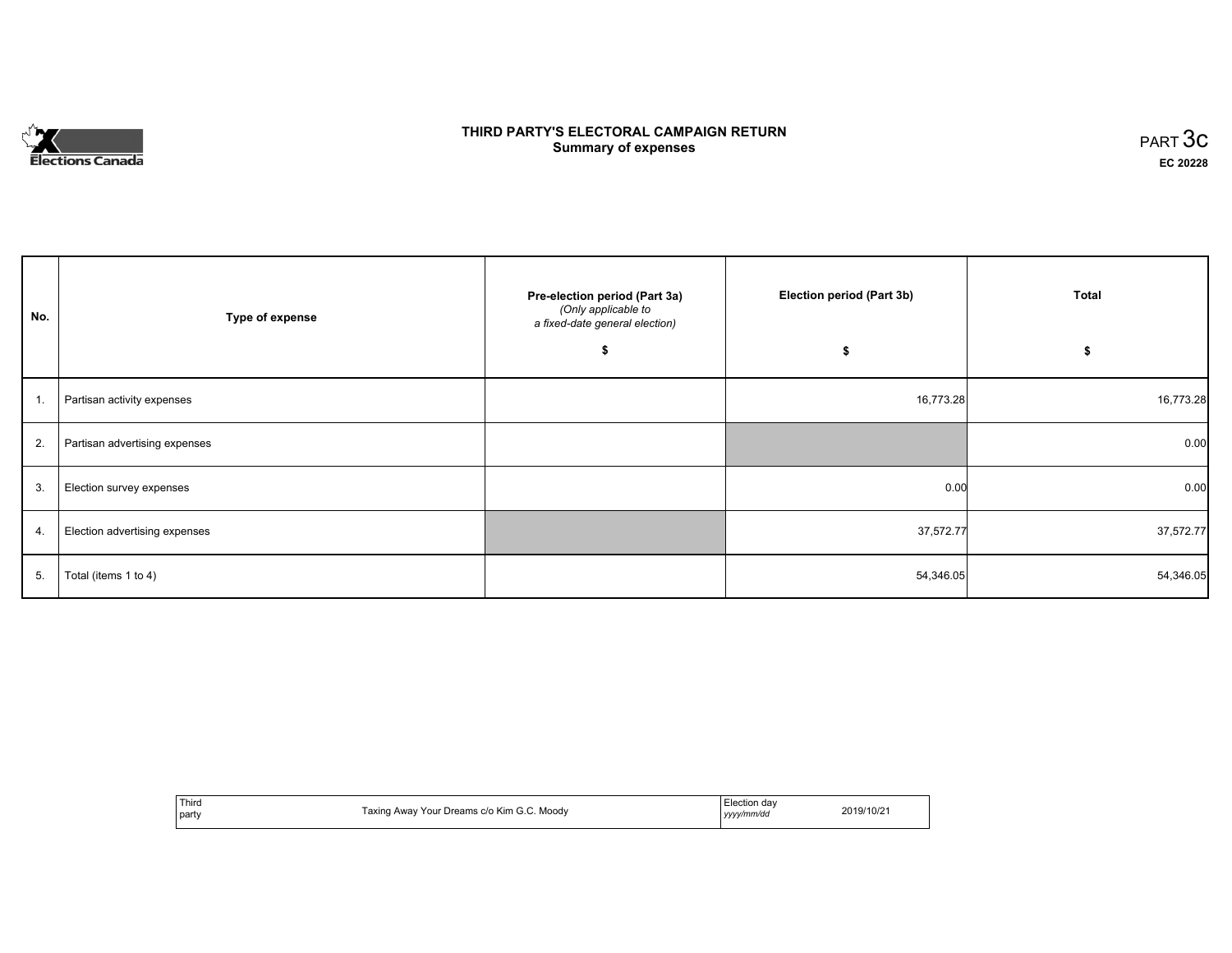Elections Canada

# THIRD PARTY'S ELECTORAL CAMPAIGN RETURN
## Summary of expenses

PART 3c
**EC 20228**

| No. | Type of expense | Pre-election period (Part 3a) *(Only applicable to a fixed-date general election)* $ | Election period (Part 3b) $ | Total $ |
|---|---|---|---|---|
| 1. | Partisan activity expenses | | 16,773.28 | 16,773.28 |
| 2. | Partisan advertising expenses | | | 0.00 |
| 3. | Election survey expenses | | 0.00 | 0.00 |
| 4. | Election advertising expenses | | 37,572.77 | 37,572.77 |
| 5. | Total (items 1 to 4) | | 54,346.05 | 54,346.05 |

| Third party | Taxing Away Your Dreams c/o Kim G.C. Moody | Election day *yyyy/mm/dd* | 2019/10/21 |
|---|---|---|---|